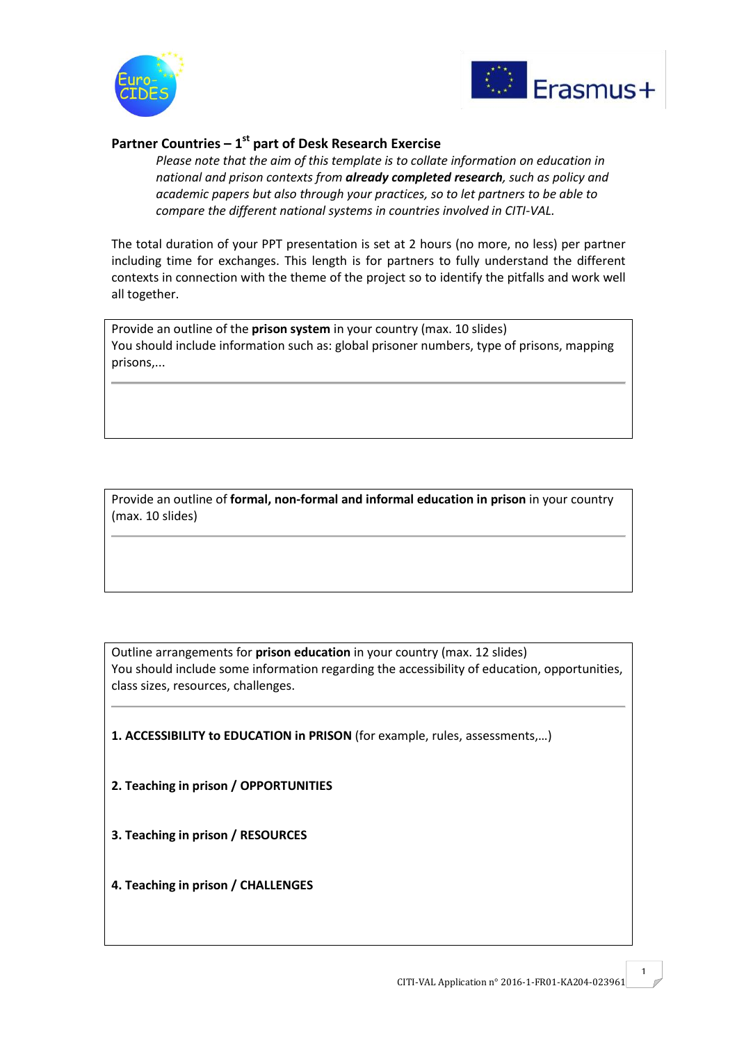## Partner Countries – 1st part of Desk Research Exercise

*Please note that the aim of this template is to collate information on education in national and prison contexts from **already completed research**, such as policy and academic papers but also through your practices, so to let partners to be able to compare the different national systems in countries involved in CITI-VAL.*

The total duration of your PPT presentation is set at 2 hours (no more, no less) per partner including time for exchanges. This length is for partners to fully understand the different contexts in connection with the theme of the project so to identify the pitfalls and work well all together.

| Provide an outline of the **prison system** in your country (max. 10 slides)<br>You should include information such as: global prisoner numbers, type of prisons, mapping prisons,... |
|---|
| |

| Provide an outline of **formal, non-formal and informal education in prison** in your country (max. 10 slides) |
|---|
| |

| Outline arrangements for **prison education** in your country (max. 12 slides)<br>You should include some information regarding the accessibility of education, opportunities, class sizes, resources, challenges. |
|---|
| **1. ACCESSIBILITY to EDUCATION in PRISON** (for example, rules, assessments,…)<br><br>**2. Teaching in prison / OPPORTUNITIES**<br><br>**3. Teaching in prison / RESOURCES**<br><br>**4. Teaching in prison / CHALLENGES** |

CITI-VAL Application n° 2016-1-FR01-KA204-023961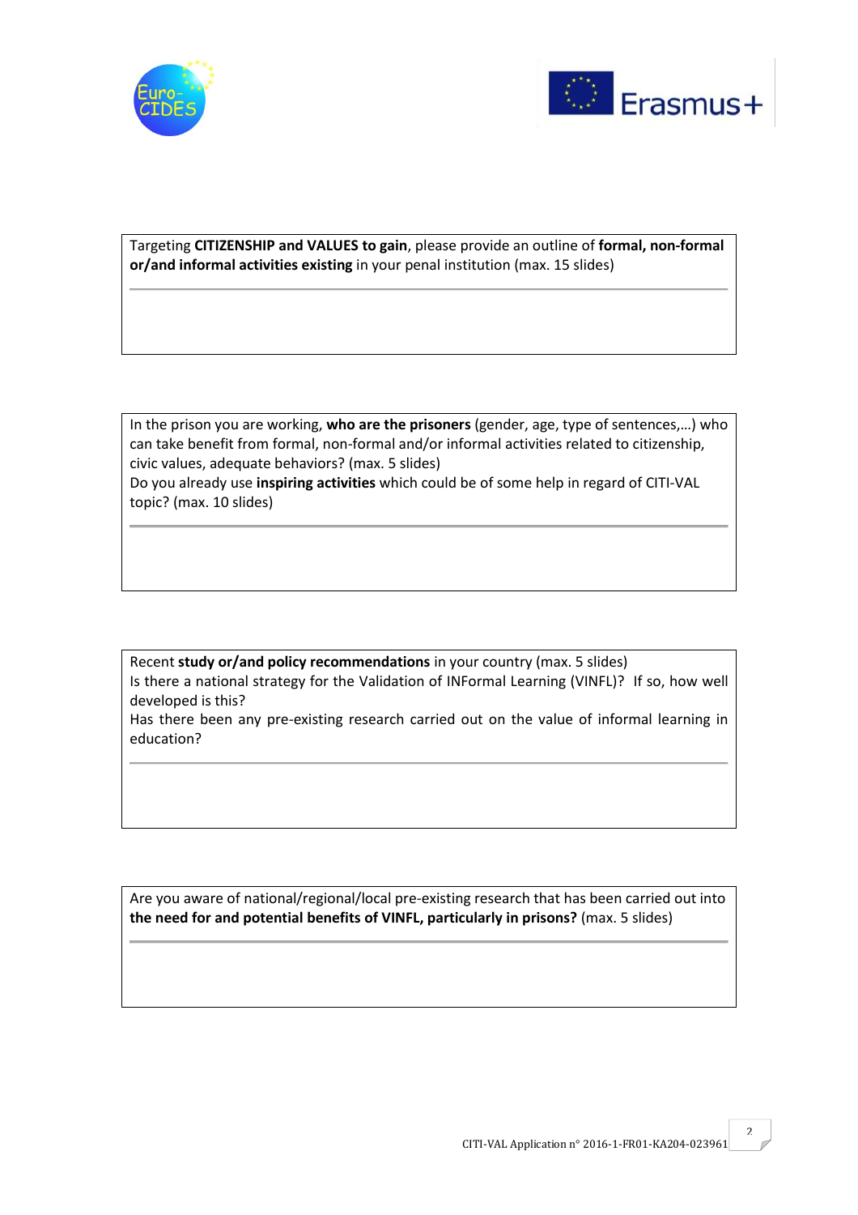Targeting **CITIZENSHIP and VALUES to gain**, please provide an outline of **formal, non-formal or/and informal activities existing** in your penal institution (max. 15 slides)

---

In the prison you are working, **who are the prisoners** (gender, age, type of sentences,...) who can take benefit from formal, non-formal and/or informal activities related to citizenship, civic values, adequate behaviors? (max. 5 slides)

Do you already use **inspiring activities** which could be of some help in regard of CITI-VAL topic? (max. 10 slides)

---

Recent **study or/and policy recommendations** in your country (max. 5 slides)

Is there a national strategy for the Validation of INFormal Learning (VINFL)? If so, how well developed is this?

Has there been any pre-existing research carried out on the value of informal learning in education?

---

Are you aware of national/regional/local pre-existing research that has been carried out into **the need for and potential benefits of VINFL, particularly in prisons?** (max. 5 slides)

---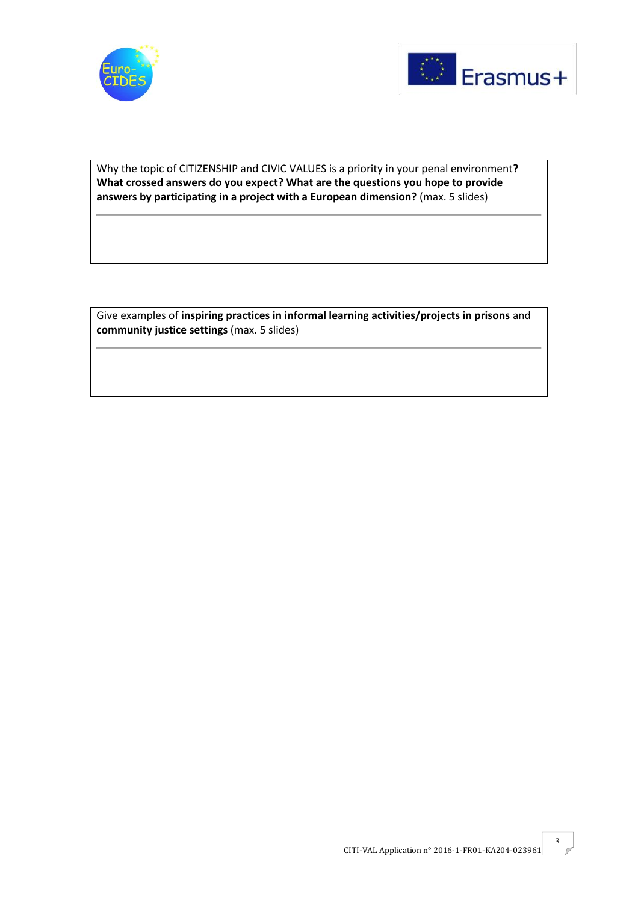Why the topic of CITIZENSHIP and CIVIC VALUES is a priority in your penal environment**? What crossed answers do you expect? What are the questions you hope to provide answers by participating in a project with a European dimension?** (max. 5 slides)

---

Give examples of **inspiring practices in informal learning activities/projects in prisons** and **community justice settings** (max. 5 slides)

---